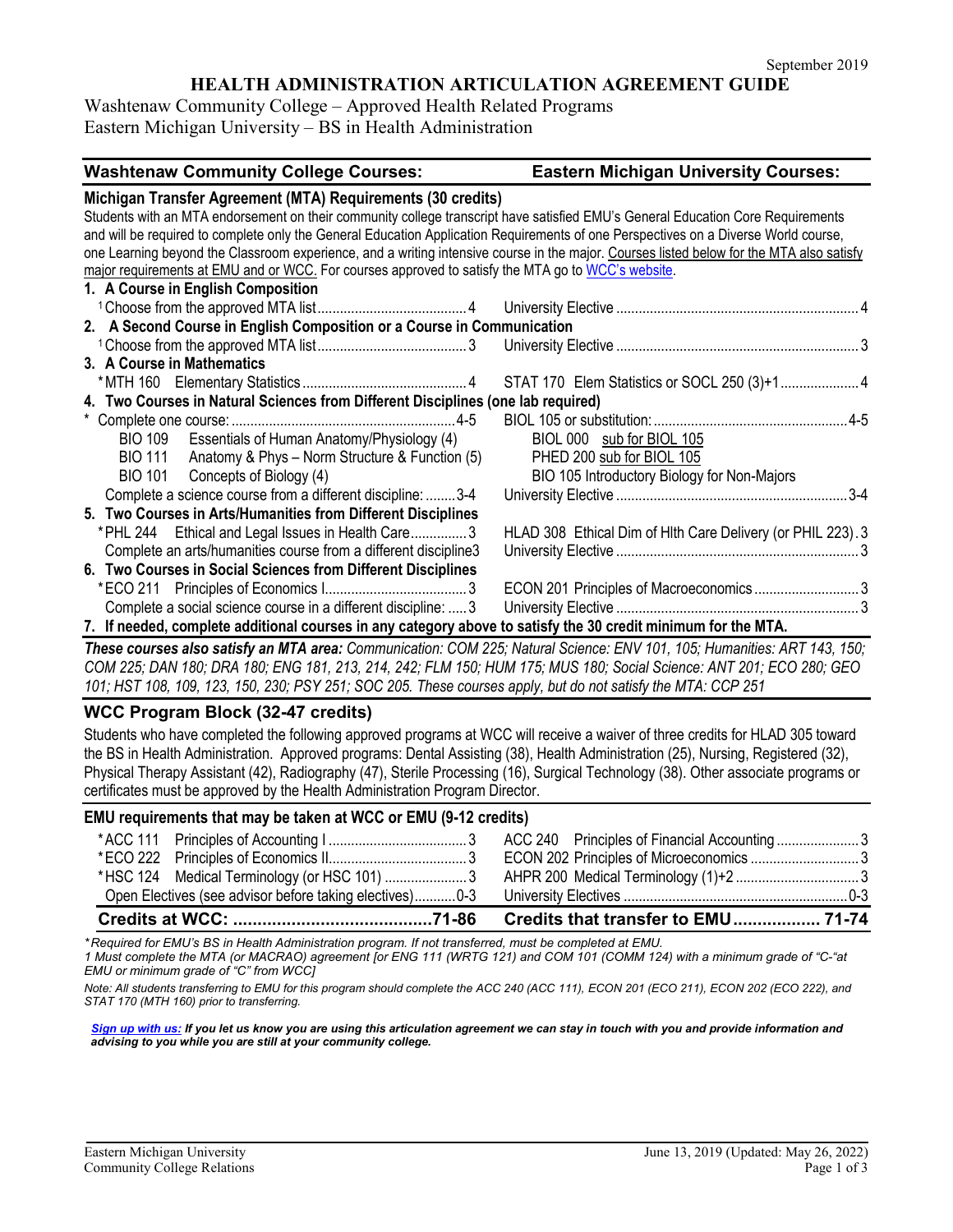September 2019

# HEALTH ADMINISTRATION ARTICULATION AGREEMENT GUIDE

Washtenaw Community College – Approved Health Related Programs
Eastern Michigan University – BS in Health Administration

| Washtenaw Community College Courses: | Eastern Michigan University Courses: |
|---|---|
| **Michigan Transfer Agreement (MTA) Requirements (30 credits)** | |

Students with an MTA endorsement on their community college transcript have satisfied EMU's General Education Core Requirements and will be required to complete only the General Education Application Requirements of one Perspectives on a Diverse World course, one Learning beyond the Classroom experience, and a writing intensive course in the major. Courses listed below for the MTA also satisfy major requirements at EMU and or WCC. For courses approved to satisfy the MTA go to WCC's website.

| Washtenaw Community College Courses | | Eastern Michigan University Courses | |
|---|---|---|---|
| **1. A Course in English Composition** | | | |
| [1]Choose from the approved MTA list | 4 | University Elective | 4 |
| **2. A Second Course in English Composition or a Course in Communication** | | | |
| [1]Choose from the approved MTA list | 3 | University Elective | 3 |
| **3. A Course in Mathematics** | | | |
| *MTH 160 Elementary Statistics | 4 | STAT 170 Elem Statistics or SOCL 250 (3)+1 | 4 |
| **4. Two Courses in Natural Sciences from Different Disciplines (one lab required)** | | | |
| * Complete one course: | 4-5 | BIOL 105 or substitution: | 4-5 |
| BIO 109 Essentials of Human Anatomy/Physiology (4) | | BIOL 000 sub for BIOL 105 | |
| BIO 111 Anatomy & Phys – Norm Structure & Function (5) | | PHED 200 sub for BIOL 105 | |
| BIO 101 Concepts of Biology (4) | | BIO 105 Introductory Biology for Non-Majors | |
| Complete a science course from a different discipline: | 3-4 | University Elective | 3-4 |
| **5. Two Courses in Arts/Humanities from Different Disciplines** | | | |
| *PHL 244 Ethical and Legal Issues in Health Care | 3 | HLAD 308 Ethical Dim of Hlth Care Delivery (or PHIL 223) | 3 |
| Complete an arts/humanities course from a different discipline | 3 | University Elective | 3 |
| **6. Two Courses in Social Sciences from Different Disciplines** | | | |
| *ECO 211 Principles of Economics I | 3 | ECON 201 Principles of Macroeconomics | 3 |
| Complete a social science course in a different discipline: | 3 | University Elective | 3 |
| **7. If needed, complete additional courses in any category above to satisfy the 30 credit minimum for the MTA.** | | | |

***These courses also satisfy an MTA area:*** *Communication: COM 225; Natural Science: ENV 101, 105; Humanities: ART 143, 150; COM 225; DAN 180; DRA 180; ENG 181, 213, 214, 242; FLM 150; HUM 175; MUS 180; Social Science: ANT 201; ECO 280; GEO 101; HST 108, 109, 123, 150, 230; PSY 251; SOC 205. These courses apply, but do not satisfy the MTA: CCP 251*

## WCC Program Block (32-47 credits)

Students who have completed the following approved programs at WCC will receive a waiver of three credits for HLAD 305 toward the BS in Health Administration. Approved programs: Dental Assisting (38), Health Administration (25), Nursing, Registered (32), Physical Therapy Assistant (42), Radiography (47), Sterile Processing (16), Surgical Technology (38). Other associate programs or certificates must be approved by the Health Administration Program Director.

### EMU requirements that may be taken at WCC or EMU (9-12 credits)

| Washtenaw Community College Courses | | Eastern Michigan University Courses | |
|---|---|---|---|
| *ACC 111 Principles of Accounting I | 3 | ACC 240 Principles of Financial Accounting | 3 |
| *ECO 222 Principles of Economics II | 3 | ECON 202 Principles of Microeconomics | 3 |
| *HSC 124 Medical Terminology (or HSC 101) | 3 | AHPR 200 Medical Terminology (1)+2 | 3 |
| Open Electives (see advisor before taking electives) | 0-3 | University Electives | 0-3 |
| **Credits at WCC:** | **71-86** | **Credits that transfer to EMU** | **71-74** |

*\*Required for EMU's BS in Health Administration program. If not transferred, must be completed at EMU.*

*1 Must complete the MTA (or MACRAO) agreement [or ENG 111 (WRTG 121) and COM 101 (COMM 124) with a minimum grade of "C-"at EMU or minimum grade of "C" from WCC]*

*Note: All students transferring to EMU for this program should complete the ACC 240 (ACC 111), ECON 201 (ECO 211), ECON 202 (ECO 222), and STAT 170 (MTH 160) prior to transferring.*

***Sign up with us:** If you let us know you are using this articulation agreement we can stay in touch with you and provide information and advising to you while you are still at your community college.*

Eastern Michigan University
Community College Relations

June 13, 2019 (Updated: May 26, 2022)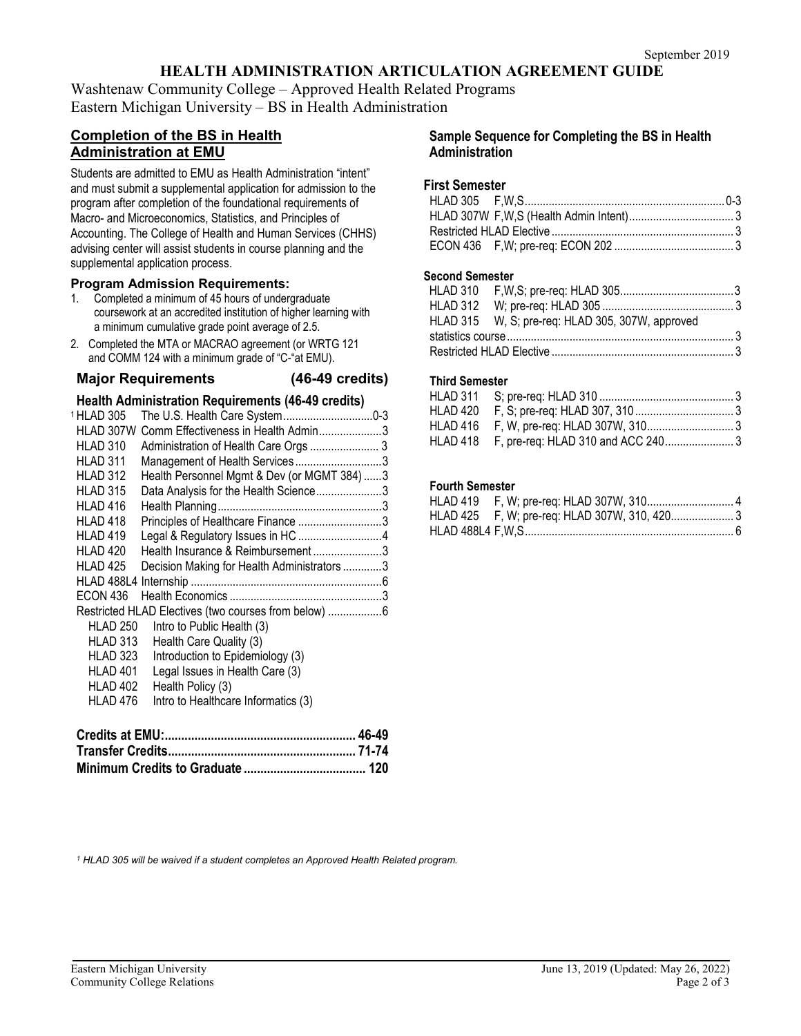September 2019

# HEALTH ADMINISTRATION ARTICULATION AGREEMENT GUIDE

Washtenaw Community College – Approved Health Related Programs
Eastern Michigan University – BS in Health Administration

## Completion of the BS in Health Administration at EMU

Students are admitted to EMU as Health Administration "intent" and must submit a supplemental application for admission to the program after completion of the foundational requirements of Macro- and Microeconomics, Statistics, and Principles of Accounting. The College of Health and Human Services (CHHS) advising center will assist students in course planning and the supplemental application process.

### Program Admission Requirements:

1. Completed a minimum of 45 hours of undergraduate coursework at an accredited institution of higher learning with a minimum cumulative grade point average of 2.5.
2. Completed the MTA or MACRAO agreement (or WRTG 121 and COMM 124 with a minimum grade of "C-"at EMU).

### Major Requirements (46-49 credits)

#### Health Administration Requirements (46-49 credits)

| Course | Title | Credits |
|---|---|---|
| [1] HLAD 305 | The U.S. Health Care System | 0-3 |
| HLAD 307W | Comm Effectiveness in Health Admin | 3 |
| HLAD 310 | Administration of Health Care Orgs | 3 |
| HLAD 311 | Management of Health Services | 3 |
| HLAD 312 | Health Personnel Mgmt & Dev (or MGMT 384) | 3 |
| HLAD 315 | Data Analysis for the Health Science | 3 |
| HLAD 416 | Health Planning | 3 |
| HLAD 418 | Principles of Healthcare Finance | 3 |
| HLAD 419 | Legal & Regulatory Issues in HC | 4 |
| HLAD 420 | Health Insurance & Reimbursement | 3 |
| HLAD 425 | Decision Making for Health Administrators | 3 |
| HLAD 488L4 | Internship | 6 |
| ECON 436 | Health Economics | 3 |
| Restricted HLAD Electives (two courses from below) | | 6 |

- HLAD 250 Intro to Public Health (3)
- HLAD 313 Health Care Quality (3)
- HLAD 323 Introduction to Epidemiology (3)
- HLAD 401 Legal Issues in Health Care (3)
- HLAD 402 Health Policy (3)
- HLAD 476 Intro to Healthcare Informatics (3)

| | |
|---|---|
| **Credits at EMU:** | **46-49** |
| **Transfer Credits** | **71-74** |
| **Minimum Credits to Graduate** | **120** |

## Sample Sequence for Completing the BS in Health Administration

### First Semester

| Course | Notes | Credits |
|---|---|---|
| HLAD 305 | F,W,S | 0-3 |
| HLAD 307W | F,W,S (Health Admin Intent) | 3 |
| Restricted HLAD Elective | | 3 |
| ECON 436 | F,W; pre-req: ECON 202 | 3 |

### Second Semester

| Course | Notes | Credits |
|---|---|---|
| HLAD 310 | F,W,S; pre-req: HLAD 305 | 3 |
| HLAD 312 | W; pre-req: HLAD 305 | 3 |
| HLAD 315 | W, S; pre-req: HLAD 305, 307W, approved statistics course | 3 |
| Restricted HLAD Elective | | 3 |

### Third Semester

| Course | Notes | Credits |
|---|---|---|
| HLAD 311 | S; pre-req: HLAD 310 | 3 |
| HLAD 420 | F, S; pre-req: HLAD 307, 310 | 3 |
| HLAD 416 | F, W, pre-req: HLAD 307W, 310 | 3 |
| HLAD 418 | F, pre-req: HLAD 310 and ACC 240 | 3 |

### Fourth Semester

| Course | Notes | Credits |
|---|---|---|
| HLAD 419 | F, W; pre-req: HLAD 307W, 310 | 4 |
| HLAD 425 | F, W; pre-req: HLAD 307W, 310, 420 | 3 |
| HLAD 488L4 | F,W,S | 6 |

*[1] HLAD 305 will be waived if a student completes an Approved Health Related program.*

Eastern Michigan University
Community College Relations

June 13, 2019 (Updated: May 26, 2022)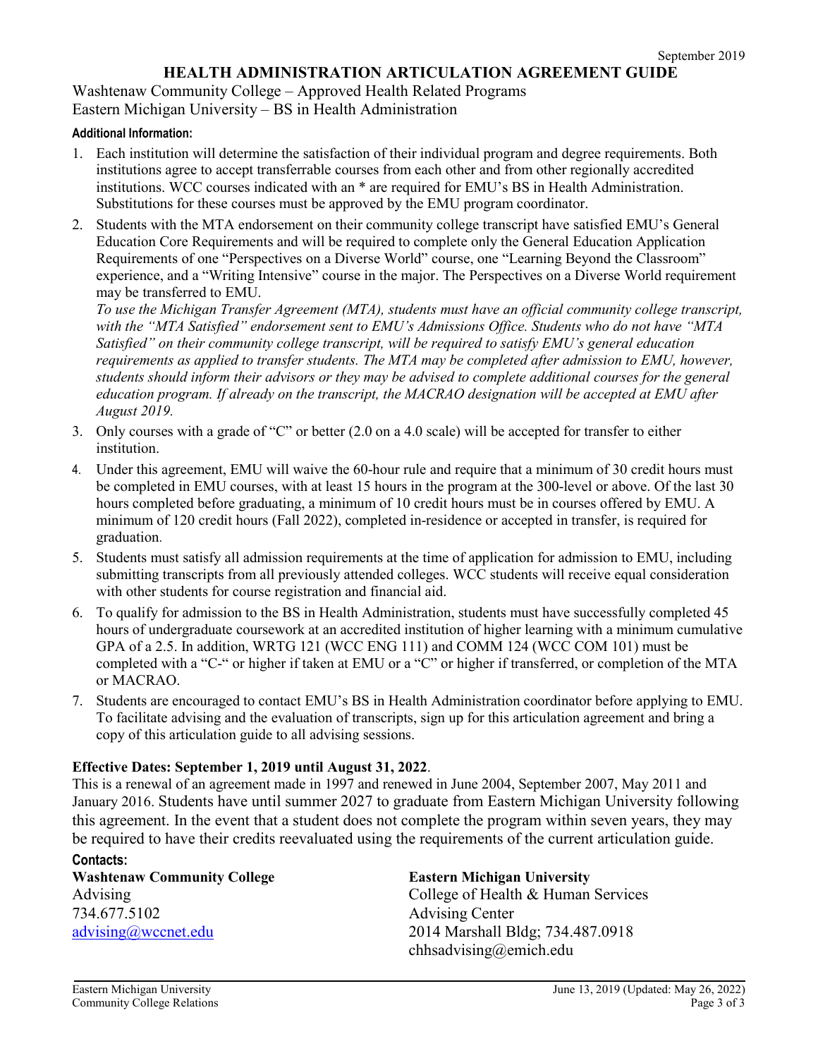September 2019

# HEALTH ADMINISTRATION ARTICULATION AGREEMENT GUIDE

Washtenaw Community College – Approved Health Related Programs
Eastern Michigan University – BS in Health Administration

**Additional Information:**

1. Each institution will determine the satisfaction of their individual program and degree requirements. Both institutions agree to accept transferrable courses from each other and from other regionally accredited institutions. WCC courses indicated with an * are required for EMU's BS in Health Administration. Substitutions for these courses must be approved by the EMU program coordinator.
2. Students with the MTA endorsement on their community college transcript have satisfied EMU's General Education Core Requirements and will be required to complete only the General Education Application Requirements of one "Perspectives on a Diverse World" course, one "Learning Beyond the Classroom" experience, and a "Writing Intensive" course in the major. The Perspectives on a Diverse World requirement may be transferred to EMU.
   *To use the Michigan Transfer Agreement (MTA), students must have an official community college transcript, with the "MTA Satisfied" endorsement sent to EMU's Admissions Office. Students who do not have "MTA Satisfied" on their community college transcript, will be required to satisfy EMU's general education requirements as applied to transfer students. The MTA may be completed after admission to EMU, however, students should inform their advisors or they may be advised to complete additional courses for the general education program. If already on the transcript, the MACRAO designation will be accepted at EMU after August 2019.*
3. Only courses with a grade of "C" or better (2.0 on a 4.0 scale) will be accepted for transfer to either institution.
4. Under this agreement, EMU will waive the 60-hour rule and require that a minimum of 30 credit hours must be completed in EMU courses, with at least 15 hours in the program at the 300-level or above. Of the last 30 hours completed before graduating, a minimum of 10 credit hours must be in courses offered by EMU. A minimum of 120 credit hours (Fall 2022), completed in-residence or accepted in transfer, is required for graduation.
5. Students must satisfy all admission requirements at the time of application for admission to EMU, including submitting transcripts from all previously attended colleges. WCC students will receive equal consideration with other students for course registration and financial aid.
6. To qualify for admission to the BS in Health Administration, students must have successfully completed 45 hours of undergraduate coursework at an accredited institution of higher learning with a minimum cumulative GPA of a 2.5. In addition, WRTG 121 (WCC ENG 111) and COMM 124 (WCC COM 101) must be completed with a "C-" or higher if taken at EMU or a "C" or higher if transferred, or completion of the MTA or MACRAO.
7. Students are encouraged to contact EMU's BS in Health Administration coordinator before applying to EMU. To facilitate advising and the evaluation of transcripts, sign up for this articulation agreement and bring a copy of this articulation guide to all advising sessions.

**Effective Dates: September 1, 2019 until August 31, 2022**.
This is a renewal of an agreement made in 1997 and renewed in June 2004, September 2007, May 2011 and January 2016. Students have until summer 2027 to graduate from Eastern Michigan University following this agreement. In the event that a student does not complete the program within seven years, they may be required to have their credits reevaluated using the requirements of the current articulation guide.

**Contacts:**

**Washtenaw Community College**
Advising
734.677.5102
advising@wccnet.edu

**Eastern Michigan University**
College of Health & Human Services
Advising Center
2014 Marshall Bldg; 734.487.0918
chhsadvising@emich.edu

Eastern Michigan University
Community College Relations

June 13, 2019 (Updated: May 26, 2022)